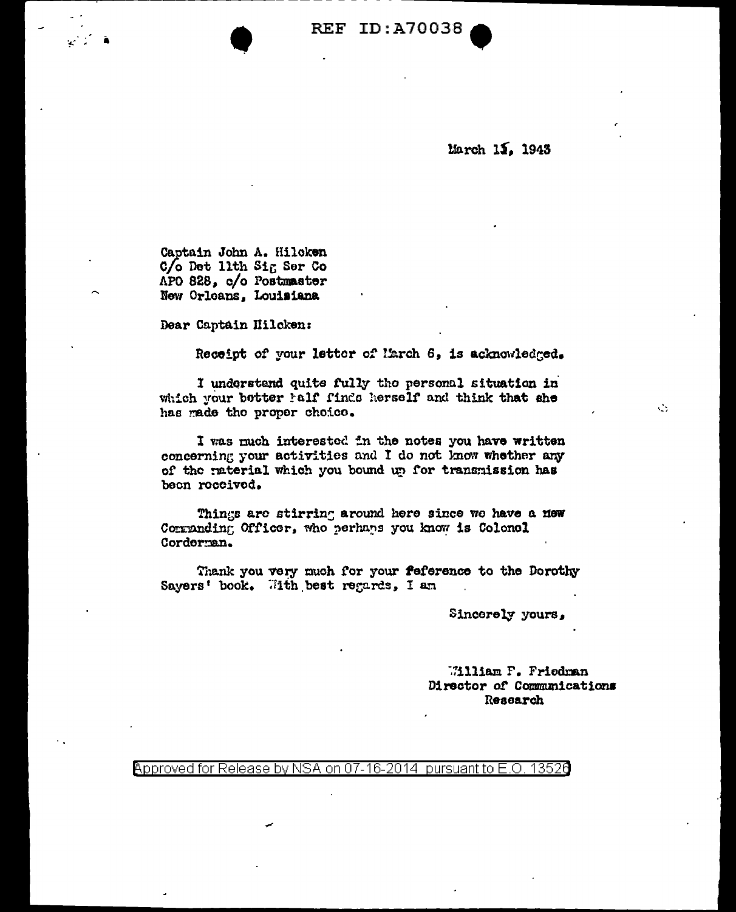March 15, 1943

Captain John A. Hilcken
C/o Det 11th Sig Ser Co
APO 828, c/o Postmaster
New Orleans, Louisiana

Dear Captain Hilcken:

Receipt of your letter of March 6, is acknowledged.

I understand quite fully the personal situation in which your better half finds herself and think that she has made the proper choice.

I was much interested in the notes you have written concerning your activities and I do not know whether any of the material which you bound up for transmission has been received.

Things are stirring around here since we have a new Commanding Officer, who perhaps you know is Colonel Corderman.

Thank you very much for your reference to the Dorothy Sayers' book. With best regards, I am

Sincerely yours,

William F. Friedman
Director of Communications
Research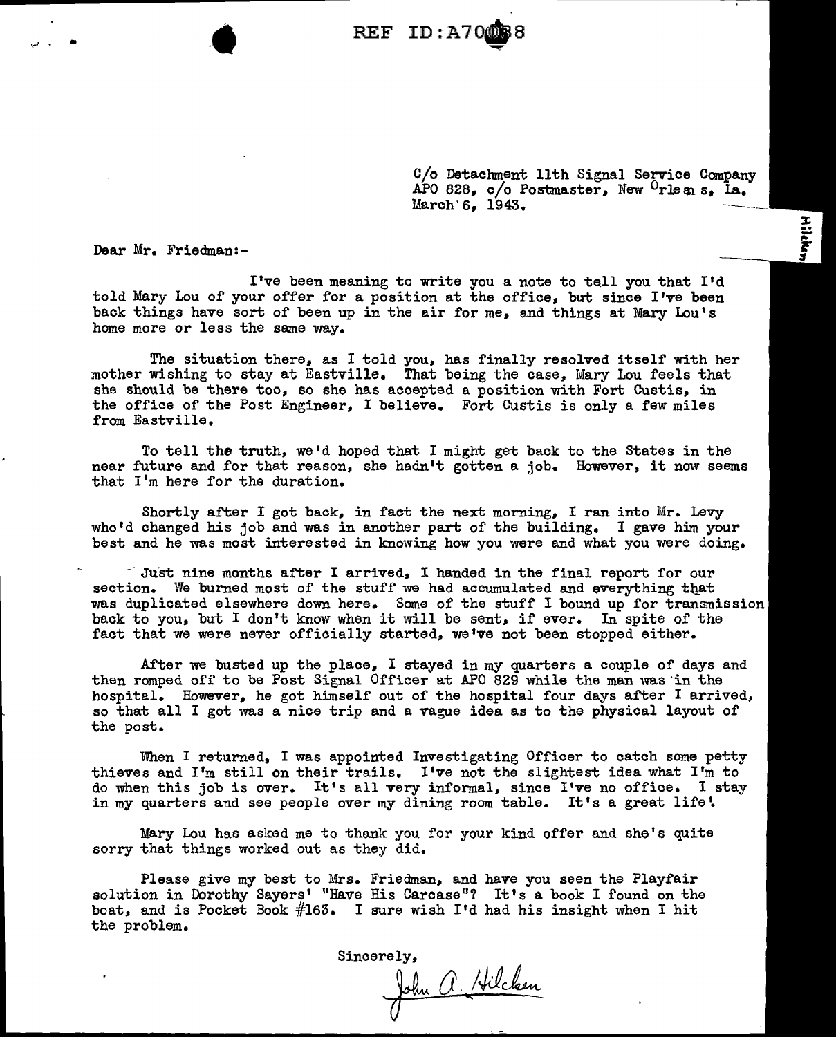REF ID:A70088

C/o Detachment 11th Signal Service Company
APO 828, c/o Postmaster, New Orleans, La.
March 6, 1943.

Dear Mr. Friedman:-

I've been meaning to write you a note to tell you that I'd told Mary Lou of your offer for a position at the office, but since I've been back things have sort of been up in the air for me, and things at Mary Lou's home more or less the same way.

The situation there, as I told you, has finally resolved itself with her mother wishing to stay at Eastville. That being the case, Mary Lou feels that she should be there too, so she has accepted a position with Fort Custis, in the office of the Post Engineer, I believe. Fort Custis is only a few miles from Eastville.

To tell the truth, we'd hoped that I might get back to the States in the near future and for that reason, she hadn't gotten a job. However, it now seems that I'm here for the duration.

Shortly after I got back, in fact the next morning, I ran into Mr. Levy who'd changed his job and was in another part of the building. I gave him your best and he was most interested in knowing how you were and what you were doing.

Just nine months after I arrived, I handed in the final report for our section. We burned most of the stuff we had accumulated and everything that was duplicated elsewhere down here. Some of the stuff I bound up for transmission back to you, but I don't know when it will be sent, if ever. In spite of the fact that we were never officially started, we've not been stopped either.

After we busted up the place, I stayed in my quarters a couple of days and then romped off to be Post Signal Officer at APO 829 while the man was in the hospital. However, he got himself out of the hospital four days after I arrived, so that all I got was a nice trip and a vague idea as to the physical layout of the post.

When I returned, I was appointed Investigating Officer to catch some petty thieves and I'm still on their trails. I've not the slightest idea what I'm to do when this job is over. It's all very informal, since I've no office. I stay in my quarters and see people over my dining room table. It's a great life!

Mary Lou has asked me to thank you for your kind offer and she's quite sorry that things worked out as they did.

Please give my best to Mrs. Friedman, and have you seen the Playfair solution in Dorothy Sayers' "Have His Carcase"? It's a book I found on the boat, and is Pocket Book #163. I sure wish I'd had his insight when I hit the problem.

Sincerely,

John A. Hilcken